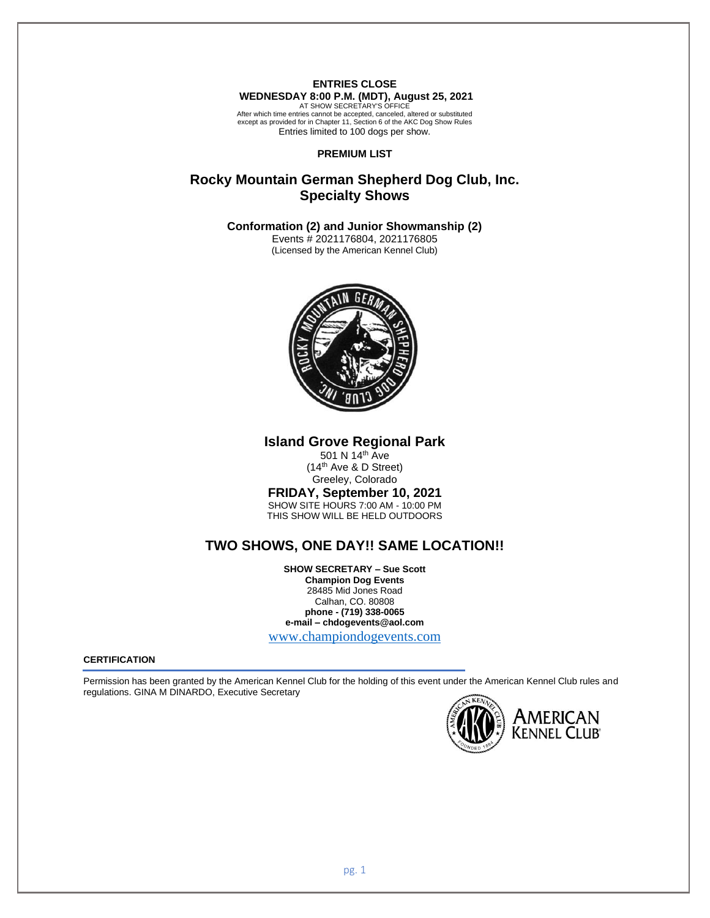**ENTRIES CLOSE**

**WEDNESDAY 8:00 P.M. (MDT), August 25, 2021**

AT SHOW SECRETARY'S OFFICE

After which time entries cannot be accepted, canceled, altered or substituted except as provided for in Chapter 11, Section 6 of the AKC Dog Show Rules

Entries limited to 100 dogs per show.

**PREMIUM LIST**

# Rocky Mountain German Shepherd Dog Club, Inc. Specialty Shows

### Conformation (2) and Junior Showmanship (2)

Events # 2021176804, 2021176805

(Licensed by the American Kennel Club)

## Island Grove Regional Park

501 N 14th Ave

(14th Ave & D Street)

Greeley, Colorado

### FRIDAY, September 10, 2021

SHOW SITE HOURS 7:00 AM - 10:00 PM

THIS SHOW WILL BE HELD OUTDOORS

## TWO SHOWS, ONE DAY!! SAME LOCATION!!

**SHOW SECRETARY – Sue Scott**

**Champion Dog Events**

28485 Mid Jones Road

Calhan, CO. 80808

**phone - (719) 338-0065**

**e-mail – chdogevents@aol.com**

www.championdogevents.com

**CERTIFICATION**

Permission has been granted by the American Kennel Club for the holding of this event under the American Kennel Club rules and regulations. GINA M DINARDO, Executive Secretary

AMERICAN KENNEL CLUB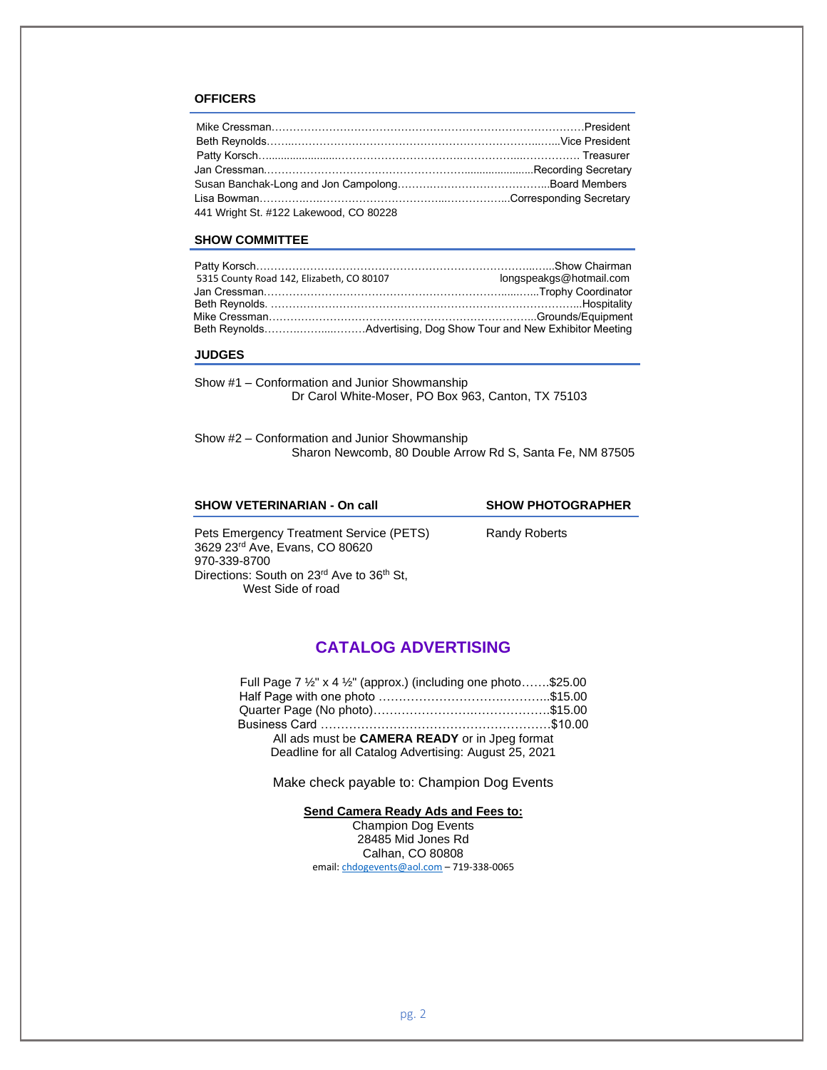## OFFICERS

Mike Cressman……………………………………………………………………………President
Beth Reynolds……..……………………………………………………………..……..Vice President
Patty Korsch…......................……………………………..……………..……………. Treasurer
Jan Cressman.…………………….………………………......................Recording Secretary
Susan Banchak-Long and Jon Campolong…………………………………...Board Members
Lisa Bowman…………..…………………………………..……………..Corresponding Secretary
441 Wright St. #122 Lakewood, CO 80228

## SHOW COMMITTEE

Patty Korsch………………………………………………………………………..…....Show Chairman
5315 County Road 142, Elizabeth, CO 80107 longspeakgs@hotmail.com
Jan Cressman………………………………………………………………....…..Trophy Coordinator
Beth Reynolds. ………………………………………………………………………………...Hospitality
Mike Cressman…………………………………………………………………..Grounds/Equipment
Beth Reynolds…….……......………Advertising, Dog Show Tour and New Exhibitor Meeting

## JUDGES

Show #1 – Conformation and Junior Showmanship
Dr Carol White-Moser, PO Box 963, Canton, TX 75103

Show #2 – Conformation and Junior Showmanship
Sharon Newcomb, 80 Double Arrow Rd S, Santa Fe, NM 87505

## SHOW VETERINARIAN - On call

Pets Emergency Treatment Service (PETS)
3629 23rd Ave, Evans, CO 80620
970-339-8700
Directions: South on 23rd Ave to 36th St,
West Side of road

## SHOW PHOTOGRAPHER

Randy Roberts

## CATALOG ADVERTISING

Full Page 7 ½" x 4 ½" (approx.) (including one photo…….$25.00
Half Page with one photo ……………………………….………..$15.00
Quarter Page (No photo)…………………….………………$15.00
Business Card …………………………………………………$10.00
All ads must be **CAMERA READY** or in Jpeg format
Deadline for all Catalog Advertising: August 25, 2021

Make check payable to: Champion Dog Events

**Send Camera Ready Ads and Fees to:**
Champion Dog Events
28485 Mid Jones Rd
Calhan, CO 80808
email: chdogevents@aol.com – 719-338-0065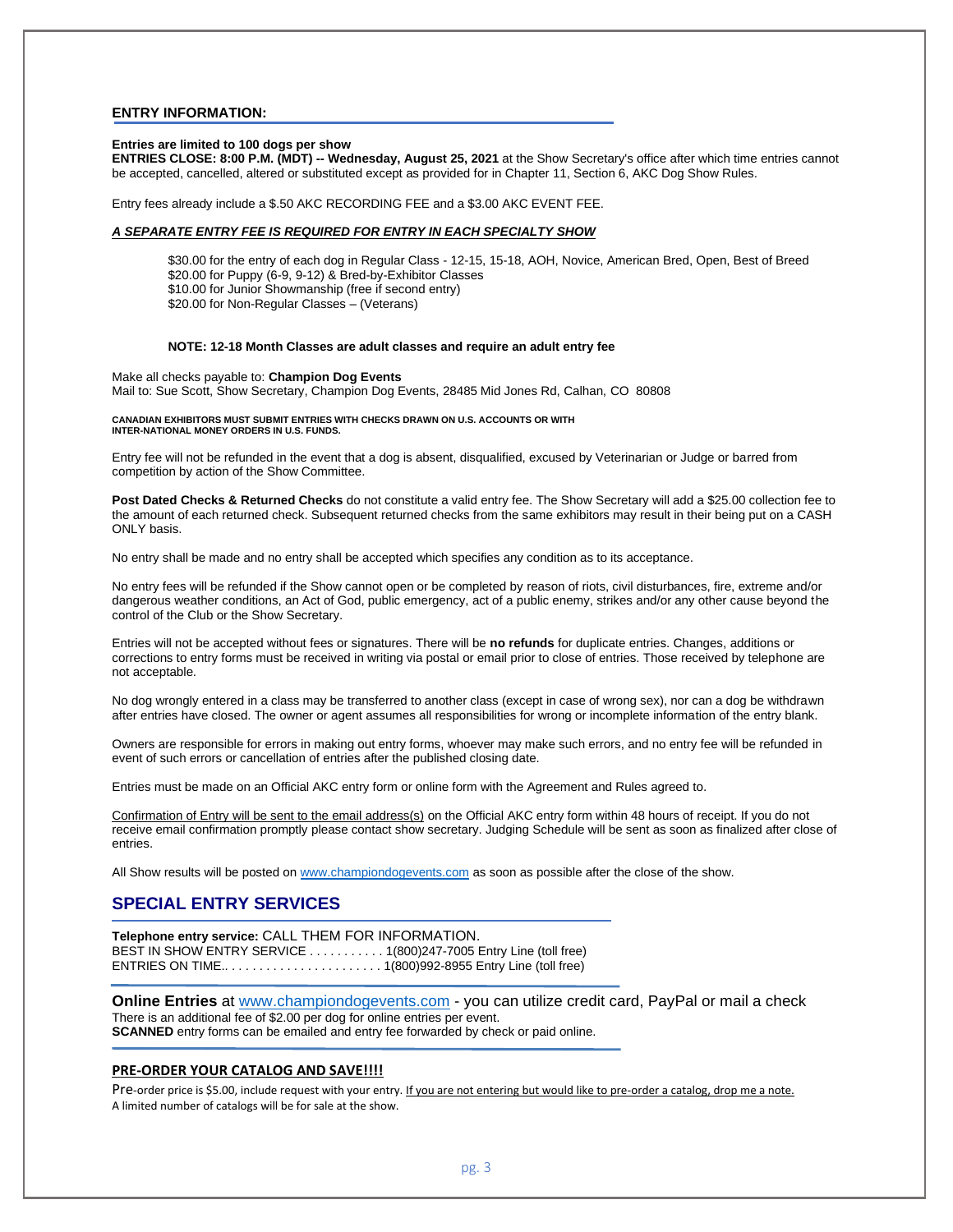## ENTRY INFORMATION:

**Entries are limited to 100 dogs per show**
**ENTRIES CLOSE: 8:00 P.M. (MDT) -- Wednesday, August 25, 2021** at the Show Secretary's office after which time entries cannot be accepted, cancelled, altered or substituted except as provided for in Chapter 11, Section 6, AKC Dog Show Rules.

Entry fees already include a $.50 AKC RECORDING FEE and a $3.00 AKC EVENT FEE.

***A SEPARATE ENTRY FEE IS REQUIRED FOR ENTRY IN EACH SPECIALTY SHOW***

$30.00 for the entry of each dog in Regular Class - 12-15, 15-18, AOH, Novice, American Bred, Open, Best of Breed
$20.00 for Puppy (6-9, 9-12) & Bred-by-Exhibitor Classes
$10.00 for Junior Showmanship (free if second entry)
$20.00 for Non-Regular Classes – (Veterans)

**NOTE: 12-18 Month Classes are adult classes and require an adult entry fee**

Make all checks payable to: **Champion Dog Events**
Mail to: Sue Scott, Show Secretary, Champion Dog Events, 28485 Mid Jones Rd, Calhan, CO 80808

**CANADIAN EXHIBITORS MUST SUBMIT ENTRIES WITH CHECKS DRAWN ON U.S. ACCOUNTS OR WITH INTER-NATIONAL MONEY ORDERS IN U.S. FUNDS.**

Entry fee will not be refunded in the event that a dog is absent, disqualified, excused by Veterinarian or Judge or barred from competition by action of the Show Committee.

**Post Dated Checks & Returned Checks** do not constitute a valid entry fee. The Show Secretary will add a $25.00 collection fee to the amount of each returned check. Subsequent returned checks from the same exhibitors may result in their being put on a CASH ONLY basis.

No entry shall be made and no entry shall be accepted which specifies any condition as to its acceptance.

No entry fees will be refunded if the Show cannot open or be completed by reason of riots, civil disturbances, fire, extreme and/or dangerous weather conditions, an Act of God, public emergency, act of a public enemy, strikes and/or any other cause beyond the control of the Club or the Show Secretary.

Entries will not be accepted without fees or signatures. There will be **no refunds** for duplicate entries. Changes, additions or corrections to entry forms must be received in writing via postal or email prior to close of entries. Those received by telephone are not acceptable.

No dog wrongly entered in a class may be transferred to another class (except in case of wrong sex), nor can a dog be withdrawn after entries have closed. The owner or agent assumes all responsibilities for wrong or incomplete information of the entry blank.

Owners are responsible for errors in making out entry forms, whoever may make such errors, and no entry fee will be refunded in event of such errors or cancellation of entries after the published closing date.

Entries must be made on an Official AKC entry form or online form with the Agreement and Rules agreed to.

Confirmation of Entry will be sent to the email address(s) on the Official AKC entry form within 48 hours of receipt. If you do not receive email confirmation promptly please contact show secretary. Judging Schedule will be sent as soon as finalized after close of entries.

All Show results will be posted on www.championdogevents.com as soon as possible after the close of the show.

## SPECIAL ENTRY SERVICES

**Telephone entry service:** CALL THEM FOR INFORMATION.
BEST IN SHOW ENTRY SERVICE . . . . . . . . . . . 1(800)247-7005 Entry Line (toll free)
ENTRIES ON TIME.. . . . . . . . . . . . . . . . . . . . . . . 1(800)992-8955 Entry Line (toll free)

**Online Entries** at www.championdogevents.com - you can utilize credit card, PayPal or mail a check
There is an additional fee of $2.00 per dog for online entries per event.
**SCANNED** entry forms can be emailed and entry fee forwarded by check or paid online.

**PRE-ORDER YOUR CATALOG AND SAVE!!!!**

Pre-order price is $5.00, include request with your entry. If you are not entering but would like to pre-order a catalog, drop me a note.
A limited number of catalogs will be for sale at the show.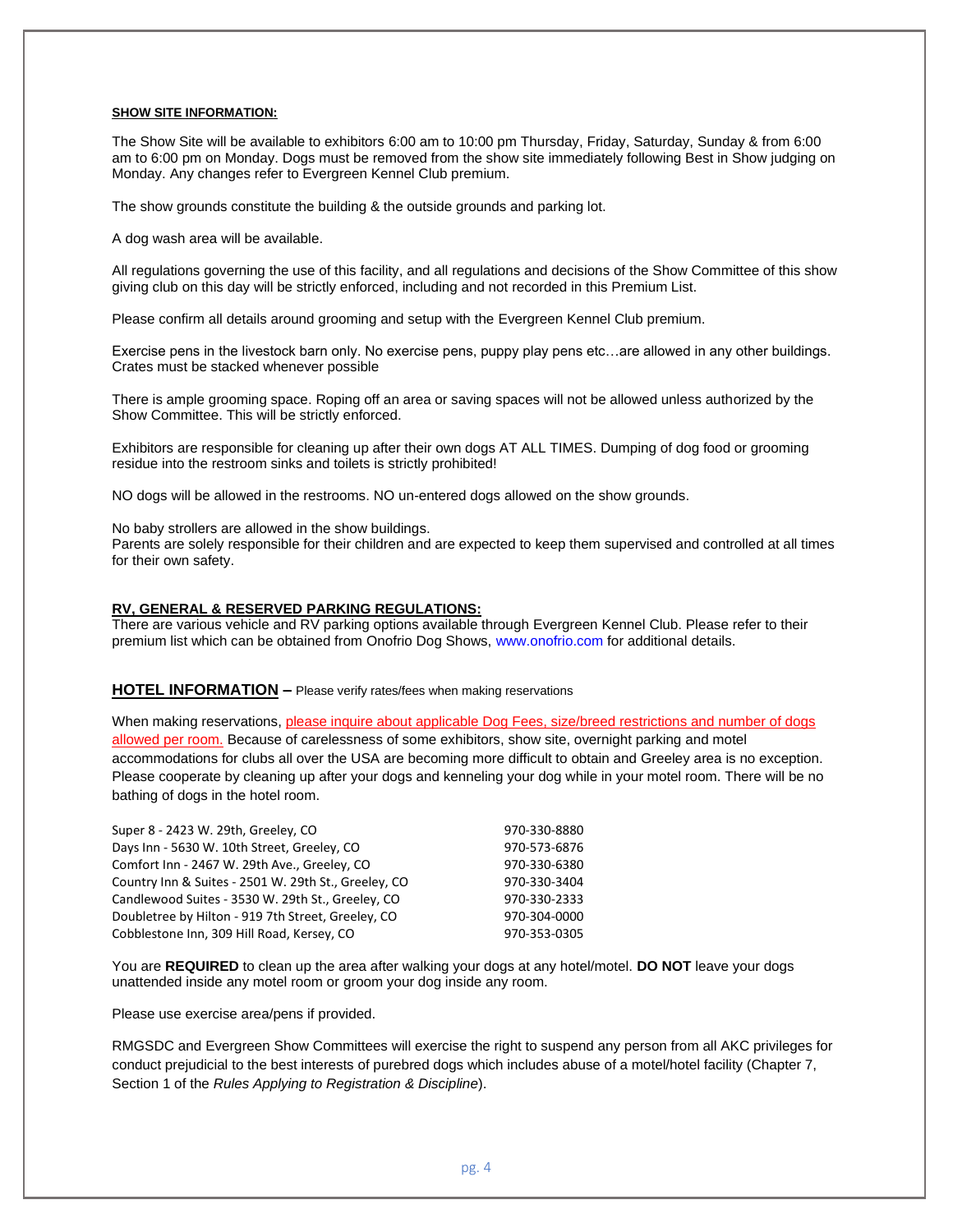**SHOW SITE INFORMATION:**

The Show Site will be available to exhibitors 6:00 am to 10:00 pm Thursday, Friday, Saturday, Sunday & from 6:00 am to 6:00 pm on Monday. Dogs must be removed from the show site immediately following Best in Show judging on Monday. Any changes refer to Evergreen Kennel Club premium.

The show grounds constitute the building & the outside grounds and parking lot.

A dog wash area will be available.

All regulations governing the use of this facility, and all regulations and decisions of the Show Committee of this show giving club on this day will be strictly enforced, including and not recorded in this Premium List.

Please confirm all details around grooming and setup with the Evergreen Kennel Club premium.

Exercise pens in the livestock barn only. No exercise pens, puppy play pens etc…are allowed in any other buildings. Crates must be stacked whenever possible

There is ample grooming space. Roping off an area or saving spaces will not be allowed unless authorized by the Show Committee. This will be strictly enforced.

Exhibitors are responsible for cleaning up after their own dogs AT ALL TIMES. Dumping of dog food or grooming residue into the restroom sinks and toilets is strictly prohibited!

NO dogs will be allowed in the restrooms. NO un-entered dogs allowed on the show grounds.

No baby strollers are allowed in the show buildings.
Parents are solely responsible for their children and are expected to keep them supervised and controlled at all times for their own safety.

**RV, GENERAL & RESERVED PARKING REGULATIONS:**
There are various vehicle and RV parking options available through Evergreen Kennel Club. Please refer to their premium list which can be obtained from Onofrio Dog Shows, www.onofrio.com for additional details.

**HOTEL INFORMATION** – Please verify rates/fees when making reservations

When making reservations, please inquire about applicable Dog Fees, size/breed restrictions and number of dogs allowed per room. Because of carelessness of some exhibitors, show site, overnight parking and motel accommodations for clubs all over the USA are becoming more difficult to obtain and Greeley area is no exception. Please cooperate by cleaning up after your dogs and kenneling your dog while in your motel room. There will be no bathing of dogs in the hotel room.

| | |
|---|---|
| Super 8 - 2423 W. 29th, Greeley, CO | 970-330-8880 |
| Days Inn - 5630 W. 10th Street, Greeley, CO | 970-573-6876 |
| Comfort Inn - 2467 W. 29th Ave., Greeley, CO | 970-330-6380 |
| Country Inn & Suites - 2501 W. 29th St., Greeley, CO | 970-330-3404 |
| Candlewood Suites - 3530 W. 29th St., Greeley, CO | 970-330-2333 |
| Doubletree by Hilton - 919 7th Street, Greeley, CO | 970-304-0000 |
| Cobblestone Inn, 309 Hill Road, Kersey, CO | 970-353-0305 |

You are **REQUIRED** to clean up the area after walking your dogs at any hotel/motel. **DO NOT** leave your dogs unattended inside any motel room or groom your dog inside any room.

Please use exercise area/pens if provided.

RMGSDC and Evergreen Show Committees will exercise the right to suspend any person from all AKC privileges for conduct prejudicial to the best interests of purebred dogs which includes abuse of a motel/hotel facility (Chapter 7, Section 1 of the *Rules Applying to Registration & Discipline*).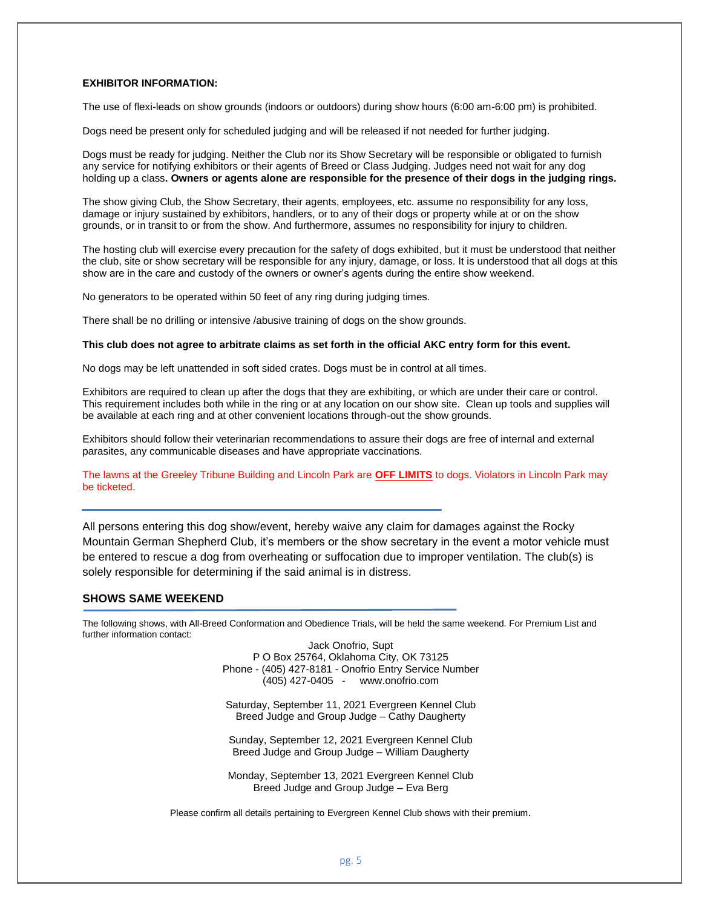## EXHIBITOR INFORMATION:

The use of flexi-leads on show grounds (indoors or outdoors) during show hours (6:00 am-6:00 pm) is prohibited.

Dogs need be present only for scheduled judging and will be released if not needed for further judging.

Dogs must be ready for judging. Neither the Club nor its Show Secretary will be responsible or obligated to furnish any service for notifying exhibitors or their agents of Breed or Class Judging. Judges need not wait for any dog holding up a class**. Owners or agents alone are responsible for the presence of their dogs in the judging rings.**

The show giving Club, the Show Secretary, their agents, employees, etc. assume no responsibility for any loss, damage or injury sustained by exhibitors, handlers, or to any of their dogs or property while at or on the show grounds, or in transit to or from the show. And furthermore, assumes no responsibility for injury to children.

The hosting club will exercise every precaution for the safety of dogs exhibited, but it must be understood that neither the club, site or show secretary will be responsible for any injury, damage, or loss. It is understood that all dogs at this show are in the care and custody of the owners or owner's agents during the entire show weekend.

No generators to be operated within 50 feet of any ring during judging times.

There shall be no drilling or intensive /abusive training of dogs on the show grounds.

**This club does not agree to arbitrate claims as set forth in the official AKC entry form for this event.**

No dogs may be left unattended in soft sided crates. Dogs must be in control at all times.

Exhibitors are required to clean up after the dogs that they are exhibiting, or which are under their care or control. This requirement includes both while in the ring or at any location on our show site. Clean up tools and supplies will be available at each ring and at other convenient locations through-out the show grounds.

Exhibitors should follow their veterinarian recommendations to assure their dogs are free of internal and external parasites, any communicable diseases and have appropriate vaccinations.

The lawns at the Greeley Tribune Building and Lincoln Park are **OFF LIMITS** to dogs. Violators in Lincoln Park may be ticketed.

---

All persons entering this dog show/event, hereby waive any claim for damages against the Rocky Mountain German Shepherd Club, it's members or the show secretary in the event a motor vehicle must be entered to rescue a dog from overheating or suffocation due to improper ventilation. The club(s) is solely responsible for determining if the said animal is in distress.

## SHOWS SAME WEEKEND

The following shows, with All-Breed Conformation and Obedience Trials, will be held the same weekend. For Premium List and further information contact:

Jack Onofrio, Supt
P O Box 25764, Oklahoma City, OK 73125
Phone - (405) 427-8181 - Onofrio Entry Service Number
(405) 427-0405 - www.onofrio.com

Saturday, September 11, 2021 Evergreen Kennel Club
Breed Judge and Group Judge – Cathy Daugherty

Sunday, September 12, 2021 Evergreen Kennel Club
Breed Judge and Group Judge – William Daugherty

Monday, September 13, 2021 Evergreen Kennel Club
Breed Judge and Group Judge – Eva Berg

Please confirm all details pertaining to Evergreen Kennel Club shows with their premium.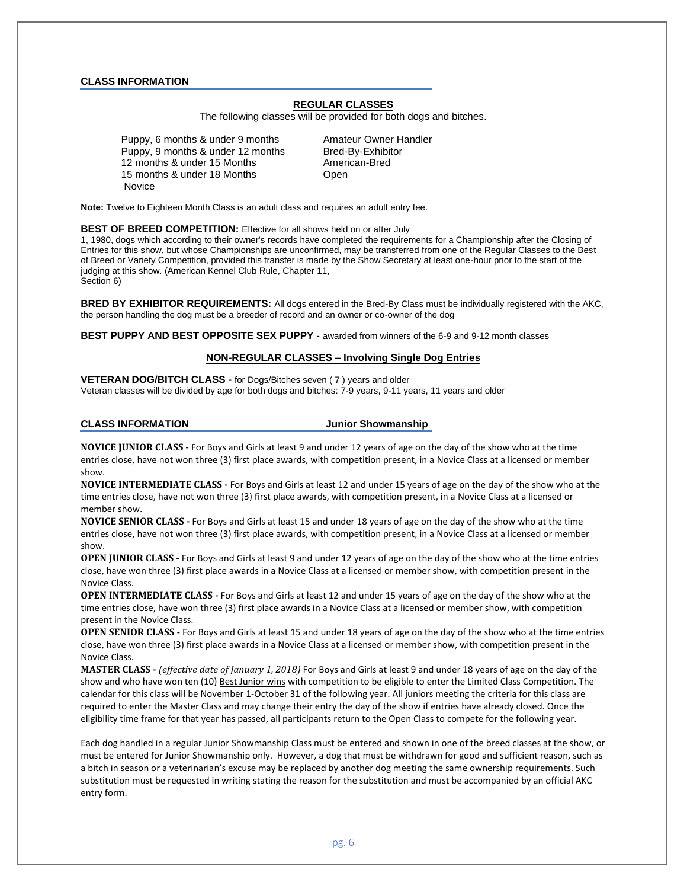## CLASS INFORMATION

### REGULAR CLASSES

The following classes will be provided for both dogs and bitches.

- Puppy, 6 months & under 9 months
- Puppy, 9 months & under 12 months
- 12 months & under 15 Months
- 15 months & under 18 Months
- Novice
- Amateur Owner Handler
- Bred-By-Exhibitor
- American-Bred
- Open

**Note:** Twelve to Eighteen Month Class is an adult class and requires an adult entry fee.

**BEST OF BREED COMPETITION:** Effective for all shows held on or after July 1, 1980, dogs which according to their owner's records have completed the requirements for a Championship after the Closing of Entries for this show, but whose Championships are unconfirmed, may be transferred from one of the Regular Classes to the Best of Breed or Variety Competition, provided this transfer is made by the Show Secretary at least one-hour prior to the start of the judging at this show. (American Kennel Club Rule, Chapter 11, Section 6)

**BRED BY EXHIBITOR REQUIREMENTS:** All dogs entered in the Bred-By Class must be individually registered with the AKC, the person handling the dog must be a breeder of record and an owner or co-owner of the dog

**BEST PUPPY AND BEST OPPOSITE SEX PUPPY** - awarded from winners of the 6-9 and 9-12 month classes

### NON-REGULAR CLASSES – Involving Single Dog Entries

**VETERAN DOG/BITCH CLASS -** for Dogs/Bitches seven ( 7 ) years and older
Veteran classes will be divided by age for both dogs and bitches: 7-9 years, 9-11 years, 11 years and older

## CLASS INFORMATION — Junior Showmanship

**NOVICE JUNIOR CLASS -** For Boys and Girls at least 9 and under 12 years of age on the day of the show who at the time entries close, have not won three (3) first place awards, with competition present, in a Novice Class at a licensed or member show.

**NOVICE INTERMEDIATE CLASS -** For Boys and Girls at least 12 and under 15 years of age on the day of the show who at the time entries close, have not won three (3) first place awards, with competition present, in a Novice Class at a licensed or member show.

**NOVICE SENIOR CLASS -** For Boys and Girls at least 15 and under 18 years of age on the day of the show who at the time entries close, have not won three (3) first place awards, with competition present, in a Novice Class at a licensed or member show.

**OPEN JUNIOR CLASS -** For Boys and Girls at least 9 and under 12 years of age on the day of the show who at the time entries close, have won three (3) first place awards in a Novice Class at a licensed or member show, with competition present in the Novice Class.

**OPEN INTERMEDIATE CLASS -** For Boys and Girls at least 12 and under 15 years of age on the day of the show who at the time entries close, have won three (3) first place awards in a Novice Class at a licensed or member show, with competition present in the Novice Class.

**OPEN SENIOR CLASS -** For Boys and Girls at least 15 and under 18 years of age on the day of the show who at the time entries close, have won three (3) first place awards in a Novice Class at a licensed or member show, with competition present in the Novice Class.

**MASTER CLASS -** *(effective date of January 1, 2018)* For Boys and Girls at least 9 and under 18 years of age on the day of the show and who have won ten (10) Best Junior wins with competition to be eligible to enter the Limited Class Competition. The calendar for this class will be November 1-October 31 of the following year. All juniors meeting the criteria for this class are required to enter the Master Class and may change their entry the day of the show if entries have already closed. Once the eligibility time frame for that year has passed, all participants return to the Open Class to compete for the following year.

Each dog handled in a regular Junior Showmanship Class must be entered and shown in one of the breed classes at the show, or must be entered for Junior Showmanship only. However, a dog that must be withdrawn for good and sufficient reason, such as a bitch in season or a veterinarian's excuse may be replaced by another dog meeting the same ownership requirements. Such substitution must be requested in writing stating the reason for the substitution and must be accompanied by an official AKC entry form.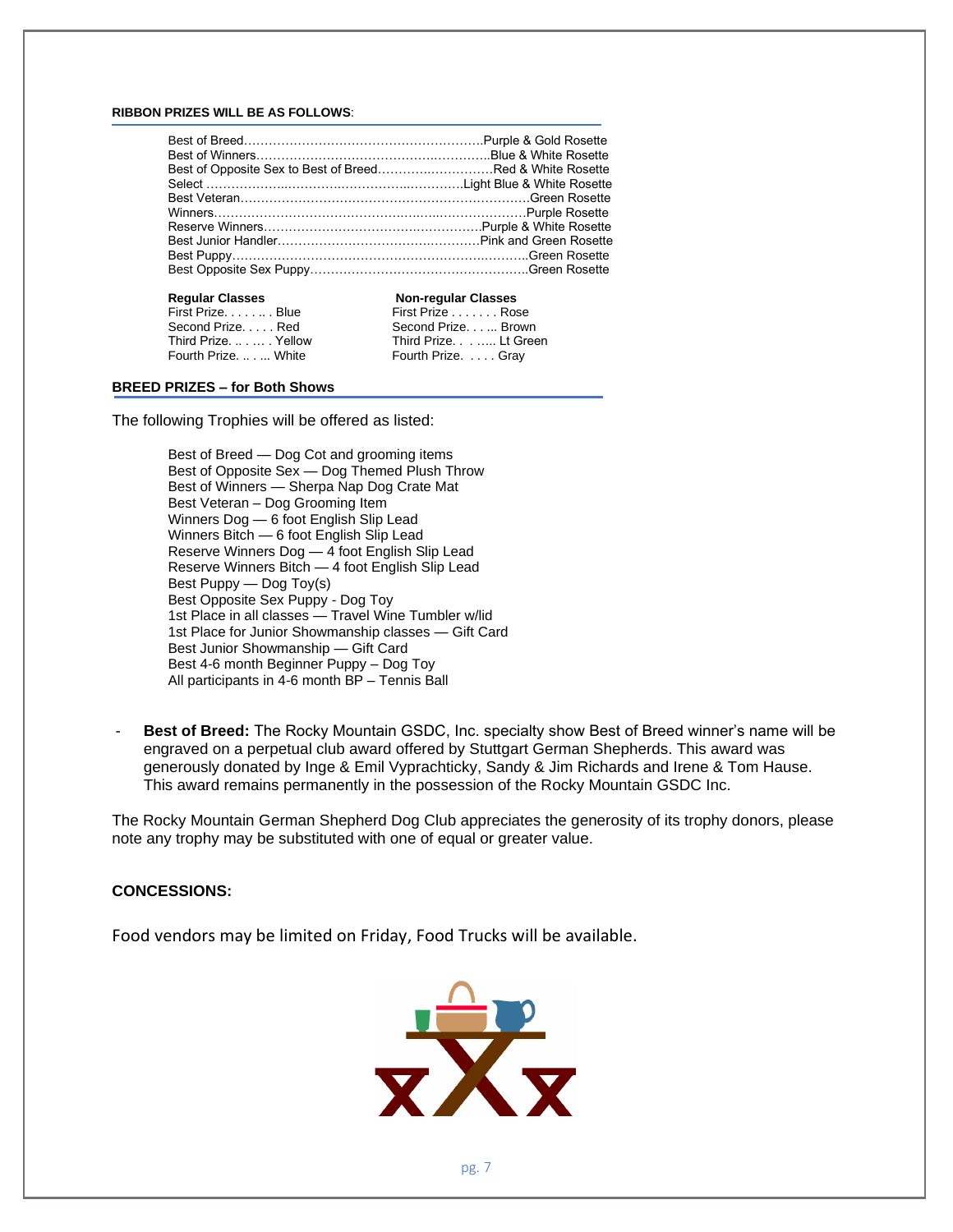**RIBBON PRIZES WILL BE AS FOLLOWS**:

| Award | Ribbon |
|---|---|
| Best of Breed | Purple & Gold Rosette |
| Best of Winners | Blue & White Rosette |
| Best of Opposite Sex to Best of Breed | Red & White Rosette |
| Select | Light Blue & White Rosette |
| Best Veteran | Green Rosette |
| Winners | Purple Rosette |
| Reserve Winners | Purple & White Rosette |
| Best Junior Handler | Pink and Green Rosette |
| Best Puppy | Green Rosette |
| Best Opposite Sex Puppy | Green Rosette |

| Regular Classes | | Non-regular Classes | |
|---|---|---|---|
| First Prize | Blue | First Prize | Rose |
| Second Prize | Red | Second Prize | Brown |
| Third Prize | Yellow | Third Prize | Lt Green |
| Fourth Prize | White | Fourth Prize | Gray |

**BREED PRIZES – for Both Shows**

The following Trophies will be offered as listed:

Best of Breed — Dog Cot and grooming items
Best of Opposite Sex — Dog Themed Plush Throw
Best of Winners — Sherpa Nap Dog Crate Mat
Best Veteran – Dog Grooming Item
Winners Dog — 6 foot English Slip Lead
Winners Bitch — 6 foot English Slip Lead
Reserve Winners Dog — 4 foot English Slip Lead
Reserve Winners Bitch — 4 foot English Slip Lead
Best Puppy — Dog Toy(s)
Best Opposite Sex Puppy - Dog Toy
1st Place in all classes — Travel Wine Tumbler w/lid
1st Place for Junior Showmanship classes — Gift Card
Best Junior Showmanship — Gift Card
Best 4-6 month Beginner Puppy – Dog Toy
All participants in 4-6 month BP – Tennis Ball

- **Best of Breed:** The Rocky Mountain GSDC, Inc. specialty show Best of Breed winner's name will be engraved on a perpetual club award offered by Stuttgart German Shepherds. This award was generously donated by Inge & Emil Vyprachticky, Sandy & Jim Richards and Irene & Tom Hause. This award remains permanently in the possession of the Rocky Mountain GSDC Inc.

The Rocky Mountain German Shepherd Dog Club appreciates the generosity of its trophy donors, please note any trophy may be substituted with one of equal or greater value.

**CONCESSIONS:**

Food vendors may be limited on Friday, Food Trucks will be available.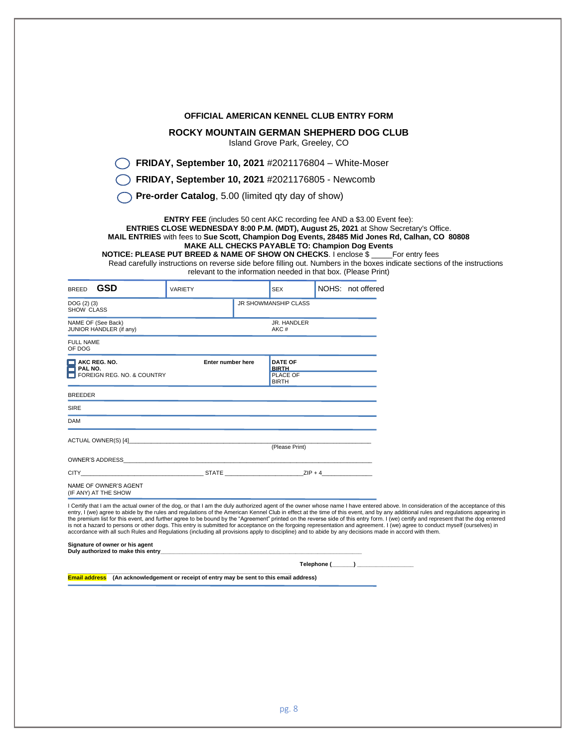**OFFICIAL AMERICAN KENNEL CLUB ENTRY FORM**

**ROCKY MOUNTAIN GERMAN SHEPHERD DOG CLUB**

Island Grove Park, Greeley, CO

◯ **FRIDAY, September 10, 2021** #2021176804 – White-Moser

◯ **FRIDAY, September 10, 2021** #2021176805 - Newcomb

◯ **Pre-order Catalog**, 5.00 (limited qty day of show)

**ENTRY FEE** (includes 50 cent AKC recording fee AND a $3.00 Event fee):
**ENTRIES CLOSE WEDNESDAY 8:00 P.M. (MDT), August 25, 2021** at Show Secretary's Office.
**MAIL ENTRIES** with fees to **Sue Scott, Champion Dog Events, 28485 Mid Jones Rd, Calhan, CO 80808**
**MAKE ALL CHECKS PAYABLE TO: Champion Dog Events**
**NOTICE: PLEASE PUT BREED & NAME OF SHOW ON CHECKS**. I enclose $ _____For entry fees
Read carefully instructions on reverse side before filling out. Numbers in the boxes indicate sections of the instructions relevant to the information needed in that box. (Please Print)

| | | | |
|---|---|---|---|
| BREED **GSD** | VARIETY | SEX | NOHS: not offered |
| DOG (2) (3) SHOW CLASS | | JR SHOWMANSHIP CLASS | |
| NAME OF (See Back) JUNIOR HANDLER (if any) | | JR. HANDLER AKC # | |
| FULL NAME OF DOG | | | |
| ☐ **AKC REG. NO.** ☐ **PAL NO.** ☐ FOREIGN REG. NO. & COUNTRY | **Enter number here** | **DATE OF BIRTH** | |
| | | PLACE OF BIRTH | |
| BREEDER | | | |
| SIRE | | | |
| DAM | | | |

ACTUAL OWNER(S) [4]_______________________________________________________________
(Please Print)

OWNER'S ADDRESS_______________________________________________________________

CITY_________________________ STATE ___________________ZIP + 4______________

NAME OF OWNER'S AGENT
(IF ANY) AT THE SHOW

I Certify that I am the actual owner of the dog, or that I am the duly authorized agent of the owner whose name I have entered above. In consideration of the acceptance of this entry, I (we) agree to abide by the rules and regulations of the American Kennel Club in effect at the time of this event, and by any additional rules and regulations appearing in the premium list for this event, and further agree to be bound by the "Agreement" printed on the reverse side of this entry form. I (we) certify and represent that the dog entered is not a hazard to persons or other dogs. This entry is submitted for acceptance on the forgoing representation and agreement. I (we) agree to conduct myself (ourselves) in accordance with all such Rules and Regulations (including all provisions apply to discipline) and to abide by any decisions made in accord with them.

**Signature of owner or his agent**
**Duly authorized to make this entry**_______________________________________________

**Telephone (_______) _______________**

**Email address** **(An acknowledgement or receipt of entry may be sent to this email address)**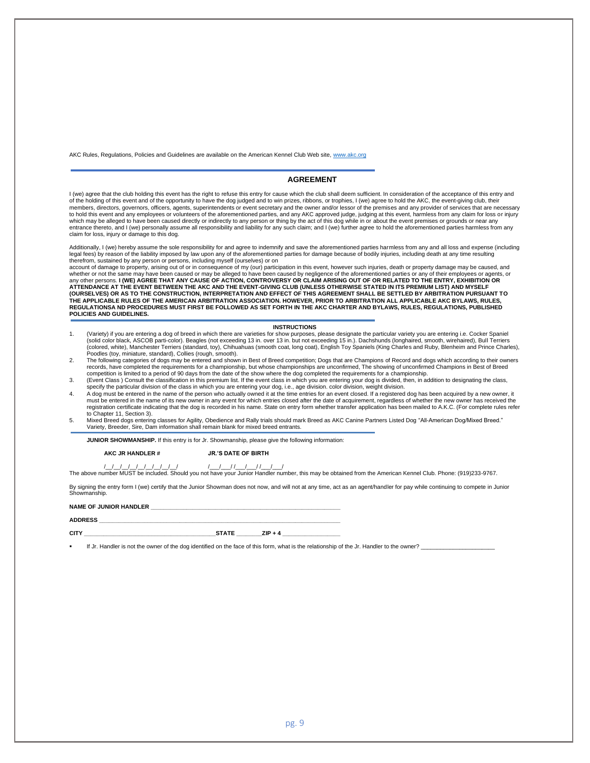AKC Rules, Regulations, Policies and Guidelines are available on the American Kennel Club Web site, www.akc.org

## AGREEMENT

I (we) agree that the club holding this event has the right to refuse this entry for cause which the club shall deem sufficient. In consideration of the acceptance of this entry and of the holding of this event and of the opportunity to have the dog judged and to win prizes, ribbons, or trophies, I (we) agree to hold the AKC, the event-giving club, their members, directors, governors, officers, agents, superintendents or event secretary and the owner and/or lessor of the premises and any provider of services that are necessary to hold this event and any employees or volunteers of the aforementioned parties, and any AKC approved judge, judging at this event, harmless from any claim for loss or injury which may be alleged to have been caused directly or indirectly to any person or thing by the act of this dog while in or about the event premises or grounds or near any entrance thereto, and I (we) personally assume all responsibility and liability for any such claim; and I (we) further agree to hold the aforementioned parties harmless from any claim for loss, injury or damage to this dog.

Additionally, I (we) hereby assume the sole responsibility for and agree to indemnify and save the aforementioned parties harmless from any and all loss and expense (including legal fees) by reason of the liability imposed by law upon any of the aforementioned parties for damage because of bodily injuries, including death at any time resulting therefrom, sustained by any person or persons, including myself (ourselves) or on
account of damage to property, arising out of or in consequence of my (our) participation in this event, however such injuries, death or property damage may be caused, and whether or not the same may have been caused or may be alleged to have been caused by negligence of the aforementioned parties or any of their employees or agents, or any other persons. **I (WE) AGREE THAT ANY CAUSE OF ACTION, CONTROVERSY OR CLAIM ARISING OUT OF OR RELATED TO THE ENTRY, EXHIBITION OR ATTENDANCE AT THE EVENT BETWEEN THE AKC AND THE EVENT-GIVING CLUB (UNLESS OTHERWISE STATED IN ITS PREMIUM LIST) AND MYSELF (OURSELVES) OR AS TO THE CONSTRUCTION, INTERPRETATION AND EFFECT OF THIS AGREEMENT SHALL BE SETTLED BY ARBITRATION PURSUANT TO THE APPLICABLE RULES OF THE AMERICAN ARBITRATION ASSOCIATION. HOWEVER, PRIOR TO ARBITRATION ALL APPLICABLE AKC BYLAWS, RULES, REGULATIONSA ND PROCEDURES MUST FIRST BE FOLLOWED AS SET FORTH IN THE AKC CHARTER AND BYLAWS, RULES, REGULATIONS, PUBLISHED POLICIES AND GUIDELINES.**

### INSTRUCTIONS

1. (Variety) if you are entering a dog of breed in which there are varieties for show purposes, please designate the particular variety you are entering i.e. Cocker Spaniel (solid color black, ASCOB parti-color). Beagles (not exceeding 13 in. over 13 in. but not exceeding 15 in.). Dachshunds (longhaired, smooth, wirehaired), Bull Terriers (colored, white), Manchester Terriers (standard, toy), Chihuahuas (smooth coat, long coat), English Toy Spaniels (King Charles and Ruby, Blenheim and Prince Charles), Poodles (toy, miniature, standard), Collies (rough, smooth).
2. The following categories of dogs may be entered and shown in Best of Breed competition; Dogs that are Champions of Record and dogs which according to their owners records, have completed the requirements for a championship, but whose championships are unconfirmed, The showing of unconfirmed Champions in Best of Breed competition is limited to a period of 90 days from the date of the show where the dog completed the requirements for a championship.
3. (Event Class ) Consult the classification in this premium list. If the event class in which you are entering your dog is divided, then, in addition to designating the class, specify the particular division of the class in which you are entering your dog, i.e., age division. color division, weight division.
4. A dog must be entered in the name of the person who actually owned it at the time entries for an event closed. If a registered dog has been acquired by a new owner, it must be entered in the name of its new owner in any event for which entries closed after the date of acquirement, regardless of whether the new owner has received the registration certificate indicating that the dog is recorded in his name. State on entry form whether transfer application has been mailed to A.K.C. (For complete rules refer to Chapter 11, Section 3).
5. Mixed Breed dogs entering classes for Agility, Obedience and Rally trials should mark Breed as AKC Canine Partners Listed Dog "All-American Dog/Mixed Breed." Variety, Breeder, Sire, Dam information shall remain blank for mixed breed entrants.

**JUNIOR SHOWMANSHIP.** If this entry is for Jr. Showmanship, please give the following information:

**AKC JR HANDLER #** /__/__/__/__/__/__/__/__/__/ **JR.'S DATE OF BIRTH** /___/___/ /___/___/ /___/___/

The above number MUST be included. Should you not have your Junior Handler number, this may be obtained from the American Kennel Club. Phone: (919)233-9767.

By signing the entry form I (we) certify that the Junior Showman does not now, and will not at any time, act as an agent/handler for pay while continuing to compete in Junior Showmanship.

**NAME OF JUNIOR HANDLER** ________________________________________________

**ADDRESS** ________________________________________________

**CITY** ______________________________ **STATE** _______ **ZIP + 4** ______________

- If Jr. Handler is not the owner of the dog identified on the face of this form, what is the relationship of the Jr. Handler to the owner? ____________________